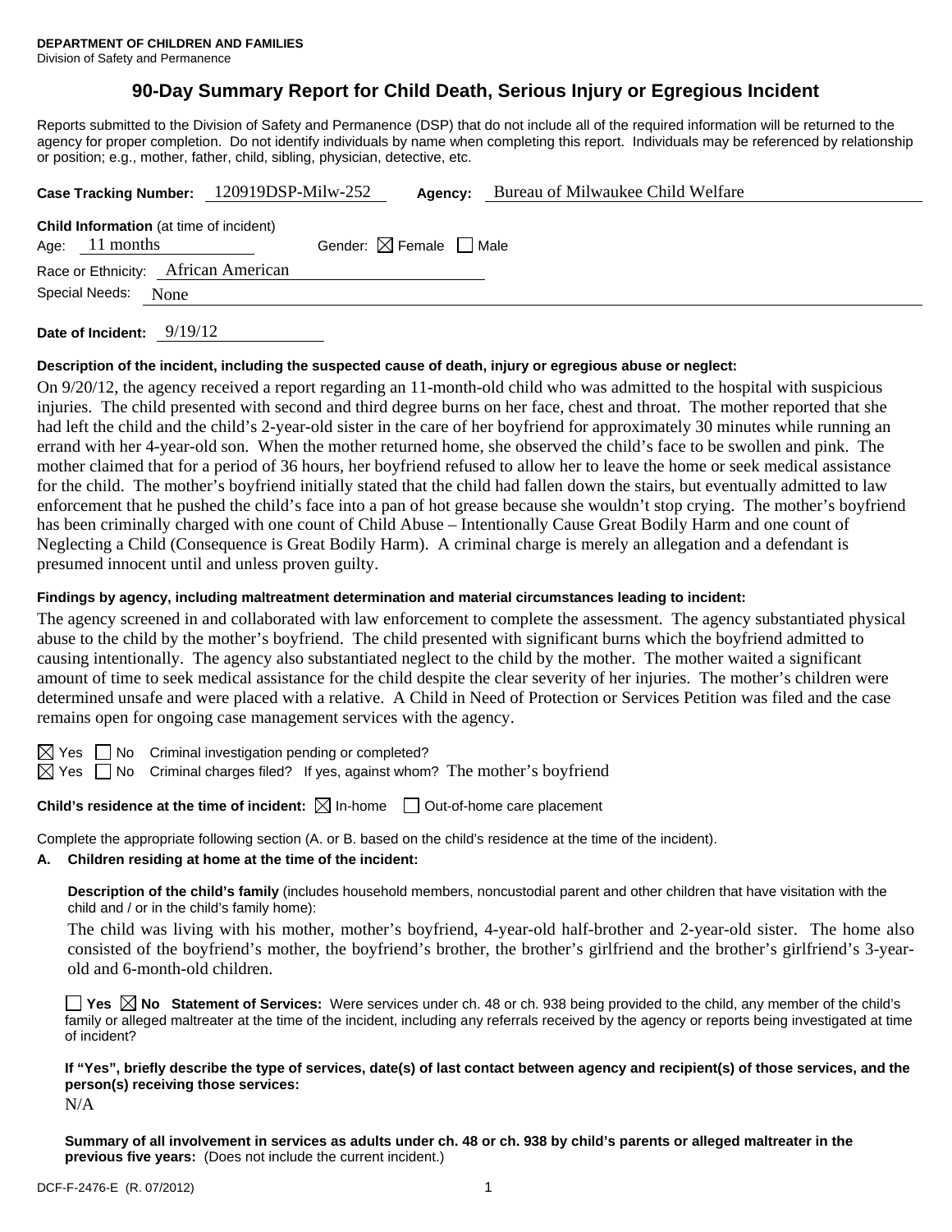**DEPARTMENT OF CHILDREN AND FAMILIES**
Division of Safety and Permanence

# 90-Day Summary Report for Child Death, Serious Injury or Egregious Incident

Reports submitted to the Division of Safety and Permanence (DSP) that do not include all of the required information will be returned to the agency for proper completion. Do not identify individuals by name when completing this report. Individuals may be referenced by relationship or position; e.g., mother, father, child, sibling, physician, detective, etc.

**Case Tracking Number:** 120919DSP-Milw-252 **Agency:** Bureau of Milwaukee Child Welfare

**Child Information** (at time of incident)
Age: 11 months Gender: ☒ Female ☐ Male
Race or Ethnicity: African American
Special Needs: None

**Date of Incident:** 9/19/12

**Description of the incident, including the suspected cause of death, injury or egregious abuse or neglect:**

On 9/20/12, the agency received a report regarding an 11-month-old child who was admitted to the hospital with suspicious injuries. The child presented with second and third degree burns on her face, chest and throat. The mother reported that she had left the child and the child's 2-year-old sister in the care of her boyfriend for approximately 30 minutes while running an errand with her 4-year-old son. When the mother returned home, she observed the child's face to be swollen and pink. The mother claimed that for a period of 36 hours, her boyfriend refused to allow her to leave the home or seek medical assistance for the child. The mother's boyfriend initially stated that the child had fallen down the stairs, but eventually admitted to law enforcement that he pushed the child's face into a pan of hot grease because she wouldn't stop crying. The mother's boyfriend has been criminally charged with one count of Child Abuse – Intentionally Cause Great Bodily Harm and one count of Neglecting a Child (Consequence is Great Bodily Harm). A criminal charge is merely an allegation and a defendant is presumed innocent until and unless proven guilty.

**Findings by agency, including maltreatment determination and material circumstances leading to incident:**

The agency screened in and collaborated with law enforcement to complete the assessment. The agency substantiated physical abuse to the child by the mother's boyfriend. The child presented with significant burns which the boyfriend admitted to causing intentionally. The agency also substantiated neglect to the child by the mother. The mother waited a significant amount of time to seek medical assistance for the child despite the clear severity of her injuries. The mother's children were determined unsafe and were placed with a relative. A Child in Need of Protection or Services Petition was filed and the case remains open for ongoing case management services with the agency.

☒ Yes ☐ No Criminal investigation pending or completed?
☒ Yes ☐ No Criminal charges filed? If yes, against whom? The mother's boyfriend

**Child's residence at the time of incident:** ☒ In-home ☐ Out-of-home care placement

Complete the appropriate following section (A. or B. based on the child's residence at the time of the incident).

**A. Children residing at home at the time of the incident:**

**Description of the child's family** (includes household members, noncustodial parent and other children that have visitation with the child and / or in the child's family home):

The child was living with his mother, mother's boyfriend, 4-year-old half-brother and 2-year-old sister. The home also consisted of the boyfriend's mother, the boyfriend's brother, the brother's girlfriend and the brother's girlfriend's 3-year-old and 6-month-old children.

☐ **Yes** ☒ **No** **Statement of Services:** Were services under ch. 48 or ch. 938 being provided to the child, any member of the child's family or alleged maltreater at the time of the incident, including any referrals received by the agency or reports being investigated at time of incident?

**If "Yes", briefly describe the type of services, date(s) of last contact between agency and recipient(s) of those services, and the person(s) receiving those services:**

N/A

**Summary of all involvement in services as adults under ch. 48 or ch. 938 by child's parents or alleged maltreater in the previous five years:** (Does not include the current incident.)

DCF-F-2476-E (R. 07/2012)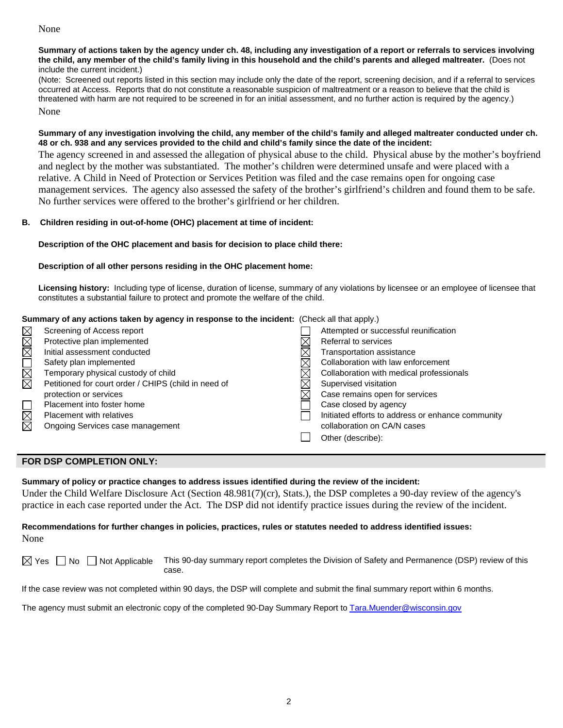None

**Summary of actions taken by the agency under ch. 48, including any investigation of a report or referrals to services involving the child, any member of the child's family living in this household and the child's parents and alleged maltreater.** (Does not include the current incident.)
(Note: Screened out reports listed in this section may include only the date of the report, screening decision, and if a referral to services occurred at Access. Reports that do not constitute a reasonable suspicion of maltreatment or a reason to believe that the child is threatened with harm are not required to be screened in for an initial assessment, and no further action is required by the agency.)

None

**Summary of any investigation involving the child, any member of the child's family and alleged maltreater conducted under ch. 48 or ch. 938 and any services provided to the child and child's family since the date of the incident:**

The agency screened in and assessed the allegation of physical abuse to the child. Physical abuse by the mother's boyfriend and neglect by the mother was substantiated. The mother's children were determined unsafe and were placed with a relative. A Child in Need of Protection or Services Petition was filed and the case remains open for ongoing case management services. The agency also assessed the safety of the brother's girlfriend's children and found them to be safe. No further services were offered to the brother's girlfriend or her children.

**B. Children residing in out-of-home (OHC) placement at time of incident:**

**Description of the OHC placement and basis for decision to place child there:**

**Description of all other persons residing in the OHC placement home:**

**Licensing history:** Including type of license, duration of license, summary of any violations by licensee or an employee of licensee that constitutes a substantial failure to protect and promote the welfare of the child.

**Summary of any actions taken by agency in response to the incident:** (Check all that apply.)

- ☒ Screening of Access report
- ☒ Protective plan implemented
- ☒ Initial assessment conducted
- ☐ Safety plan implemented
- ☒ Temporary physical custody of child
- ☒ Petitioned for court order / CHIPS (child in need of protection or services
- ☐ Placement into foster home
- ☒ Placement with relatives
- ☒ Ongoing Services case management
- ☐ Attempted or successful reunification
- ☒ Referral to services
- ☒ Transportation assistance
- ☒ Collaboration with law enforcement
- ☒ Collaboration with medical professionals
- ☒ Supervised visitation
- ☒ Case remains open for services
- ☐ Case closed by agency
- ☐ Initiated efforts to address or enhance community collaboration on CA/N cases
- ☐ Other (describe):

## FOR DSP COMPLETION ONLY:

**Summary of policy or practice changes to address issues identified during the review of the incident:**

Under the Child Welfare Disclosure Act (Section 48.981(7)(cr), Stats.), the DSP completes a 90-day review of the agency's practice in each case reported under the Act. The DSP did not identify practice issues during the review of the incident.

**Recommendations for further changes in policies, practices, rules or statutes needed to address identified issues:**

None

☒ Yes ☐ No ☐ Not Applicable This 90-day summary report completes the Division of Safety and Permanence (DSP) review of this case.

If the case review was not completed within 90 days, the DSP will complete and submit the final summary report within 6 months.

The agency must submit an electronic copy of the completed 90-Day Summary Report to Tara.Muender@wisconsin.gov